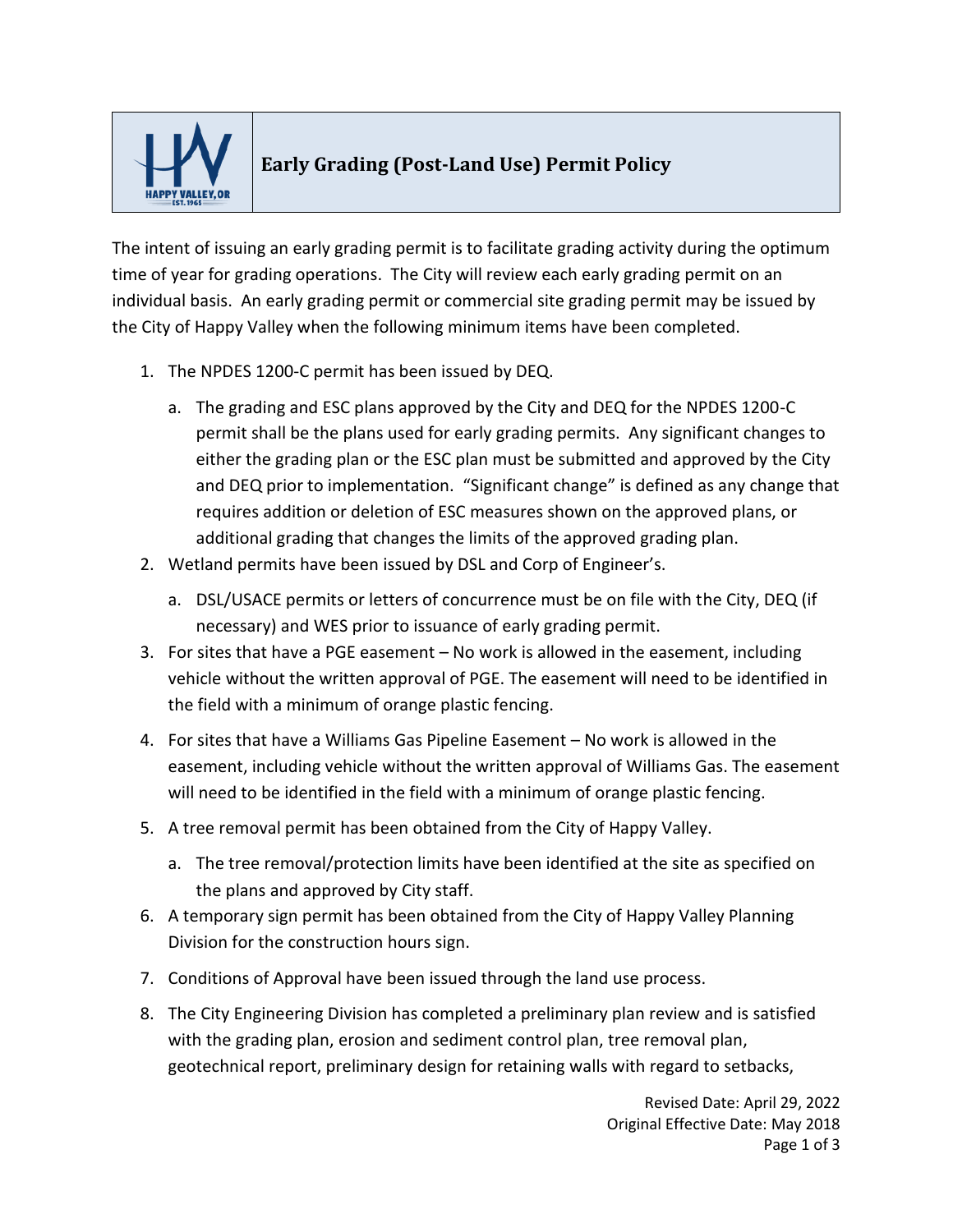# Early Grading (Post-Land Use) Permit Policy

The intent of issuing an early grading permit is to facilitate grading activity during the optimum time of year for grading operations. The City will review each early grading permit on an individual basis. An early grading permit or commercial site grading permit may be issued by the City of Happy Valley when the following minimum items have been completed.

1. The NPDES 1200-C permit has been issued by DEQ.
   a. The grading and ESC plans approved by the City and DEQ for the NPDES 1200-C permit shall be the plans used for early grading permits. Any significant changes to either the grading plan or the ESC plan must be submitted and approved by the City and DEQ prior to implementation. "Significant change" is defined as any change that requires addition or deletion of ESC measures shown on the approved plans, or additional grading that changes the limits of the approved grading plan.
2. Wetland permits have been issued by DSL and Corp of Engineer's.
   a. DSL/USACE permits or letters of concurrence must be on file with the City, DEQ (if necessary) and WES prior to issuance of early grading permit.
3. For sites that have a PGE easement – No work is allowed in the easement, including vehicle without the written approval of PGE. The easement will need to be identified in the field with a minimum of orange plastic fencing.
4. For sites that have a Williams Gas Pipeline Easement – No work is allowed in the easement, including vehicle without the written approval of Williams Gas. The easement will need to be identified in the field with a minimum of orange plastic fencing.
5. A tree removal permit has been obtained from the City of Happy Valley.
   a. The tree removal/protection limits have been identified at the site as specified on the plans and approved by City staff.
6. A temporary sign permit has been obtained from the City of Happy Valley Planning Division for the construction hours sign.
7. Conditions of Approval have been issued through the land use process.
8. The City Engineering Division has completed a preliminary plan review and is satisfied with the grading plan, erosion and sediment control plan, tree removal plan, geotechnical report, preliminary design for retaining walls with regard to setbacks,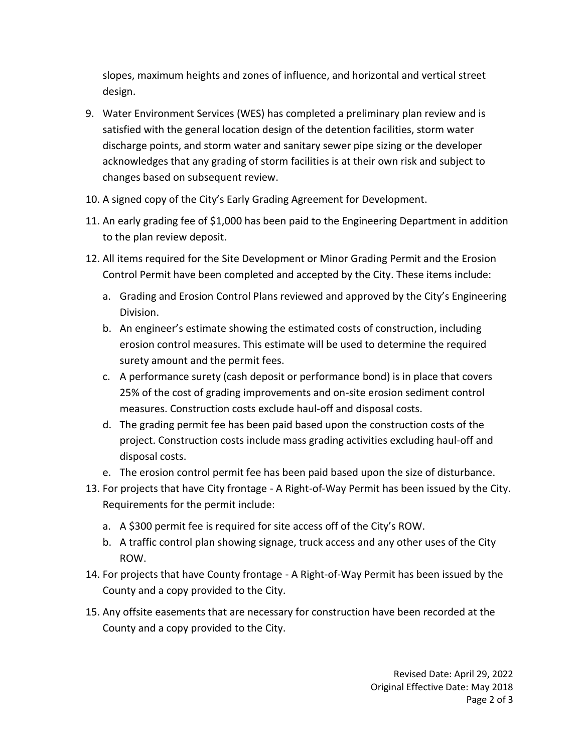slopes, maximum heights and zones of influence, and horizontal and vertical street design.

9. Water Environment Services (WES) has completed a preliminary plan review and is satisfied with the general location design of the detention facilities, storm water discharge points, and storm water and sanitary sewer pipe sizing or the developer acknowledges that any grading of storm facilities is at their own risk and subject to changes based on subsequent review.
10. A signed copy of the City's Early Grading Agreement for Development.
11. An early grading fee of $1,000 has been paid to the Engineering Department in addition to the plan review deposit.
12. All items required for the Site Development or Minor Grading Permit and the Erosion Control Permit have been completed and accepted by the City. These items include:
    a. Grading and Erosion Control Plans reviewed and approved by the City's Engineering Division.
    b. An engineer's estimate showing the estimated costs of construction, including erosion control measures. This estimate will be used to determine the required surety amount and the permit fees.
    c. A performance surety (cash deposit or performance bond) is in place that covers 25% of the cost of grading improvements and on-site erosion sediment control measures. Construction costs exclude haul-off and disposal costs.
    d. The grading permit fee has been paid based upon the construction costs of the project. Construction costs include mass grading activities excluding haul-off and disposal costs.
    e. The erosion control permit fee has been paid based upon the size of disturbance.
13. For projects that have City frontage - A Right-of-Way Permit has been issued by the City. Requirements for the permit include:
    a. A $300 permit fee is required for site access off of the City's ROW.
    b. A traffic control plan showing signage, truck access and any other uses of the City ROW.
14. For projects that have County frontage - A Right-of-Way Permit has been issued by the County and a copy provided to the City.
15. Any offsite easements that are necessary for construction have been recorded at the County and a copy provided to the City.

Revised Date: April 29, 2022
Original Effective Date: May 2018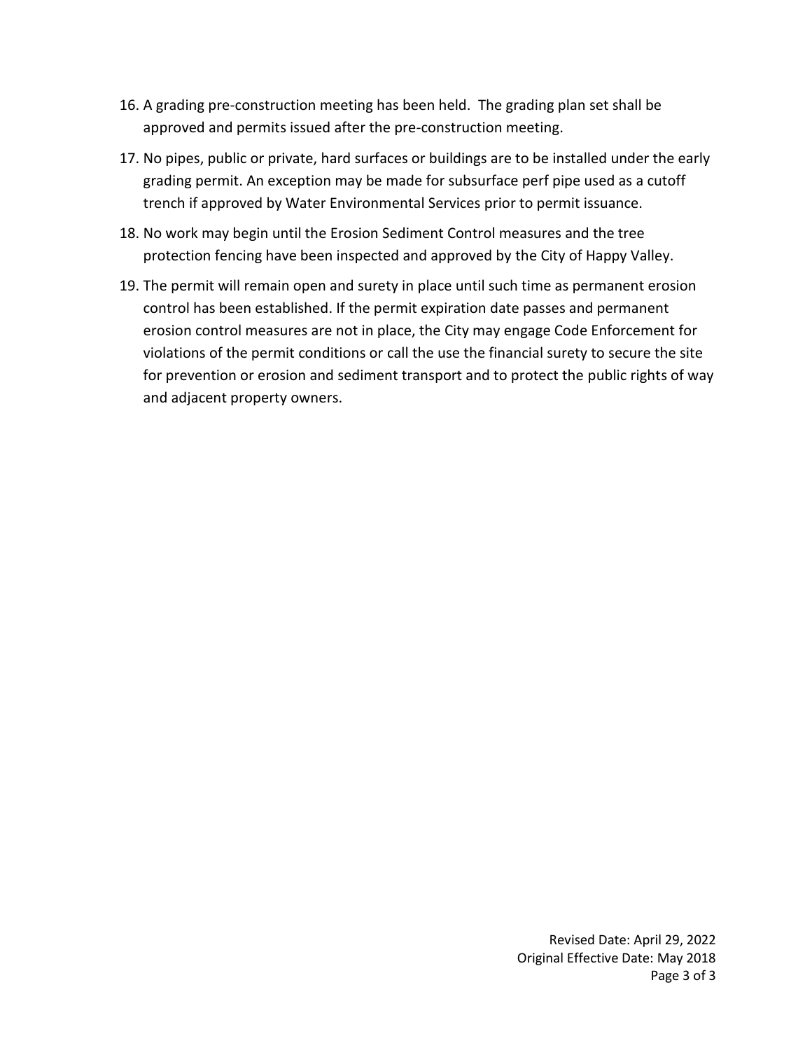16. A grading pre-construction meeting has been held. The grading plan set shall be approved and permits issued after the pre-construction meeting.
17. No pipes, public or private, hard surfaces or buildings are to be installed under the early grading permit. An exception may be made for subsurface perf pipe used as a cutoff trench if approved by Water Environmental Services prior to permit issuance.
18. No work may begin until the Erosion Sediment Control measures and the tree protection fencing have been inspected and approved by the City of Happy Valley.
19. The permit will remain open and surety in place until such time as permanent erosion control has been established. If the permit expiration date passes and permanent erosion control measures are not in place, the City may engage Code Enforcement for violations of the permit conditions or call the use the financial surety to secure the site for prevention or erosion and sediment transport and to protect the public rights of way and adjacent property owners.

Revised Date: April 29, 2022
Original Effective Date: May 2018